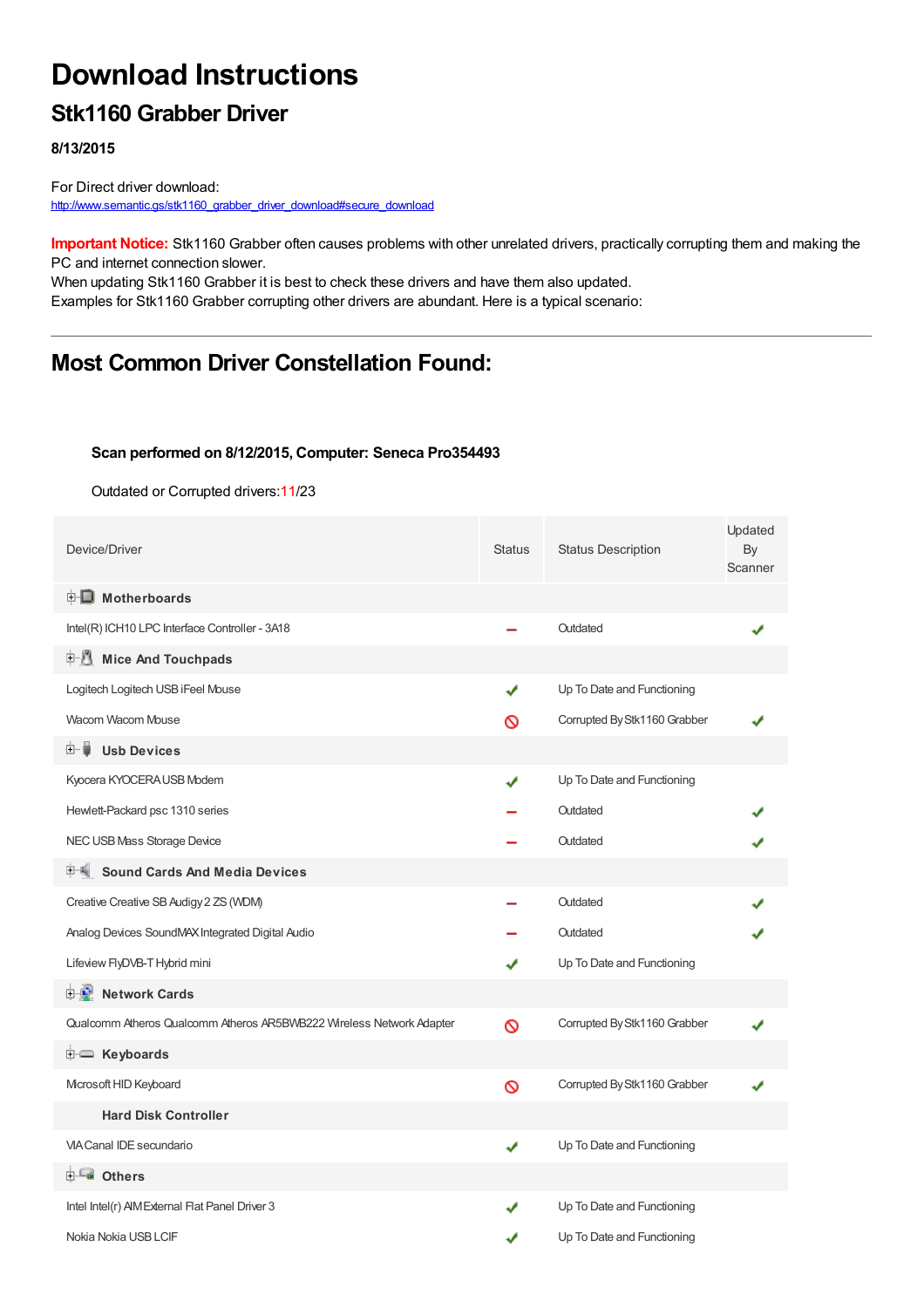# Download Instructions

## Stk1160 Grabber Driver

**8/13/2015**

For Direct driver download:
http://www.semantic.gs/stk1160_grabber_driver_download#secure_download

**Important Notice:** Stk1160 Grabber often causes problems with other unrelated drivers, practically corrupting them and making the PC and internet connection slower.
When updating Stk1160 Grabber it is best to check these drivers and have them also updated.
Examples for Stk1160 Grabber corrupting other drivers are abundant. Here is a typical scenario:

---

## Most Common Driver Constellation Found:

**Scan performed on 8/12/2015, Computer: Seneca Pro354493**

Outdated or Corrupted drivers:11/23

| Device/Driver | Status | Status Description | Updated By Scanner |
|---|---|---|---|
| **Motherboards** | | | |
| Intel(R) ICH10 LPC Interface Controller - 3A18 | – | Outdated | ✔ |
| **Mice And Touchpads** | | | |
| Logitech Logitech USB iFeel Mouse | ✔ | Up To Date and Functioning | |
| Wacom Wacom Mouse | ⊘ | Corrupted By Stk1160 Grabber | ✔ |
| **Usb Devices** | | | |
| Kyocera KYOCERA USB Modem | ✔ | Up To Date and Functioning | |
| Hewlett-Packard psc 1310 series | – | Outdated | ✔ |
| NEC USB Mass Storage Device | – | Outdated | ✔ |
| **Sound Cards And Media Devices** | | | |
| Creative Creative SB Audigy 2 ZS (WDM) | – | Outdated | ✔ |
| Analog Devices SoundMAX Integrated Digital Audio | – | Outdated | ✔ |
| Lifeview FlyDVB-T Hybrid mini | ✔ | Up To Date and Functioning | |
| **Network Cards** | | | |
| Qualcomm Atheros Qualcomm Atheros AR5BWB222 Wireless Network Adapter | ⊘ | Corrupted By Stk1160 Grabber | ✔ |
| **Keyboards** | | | |
| Microsoft HID Keyboard | ⊘ | Corrupted By Stk1160 Grabber | ✔ |
| **Hard Disk Controller** | | | |
| VIA Canal IDE secundario | ✔ | Up To Date and Functioning | |
| **Others** | | | |
| Intel Intel(r) AIM External Flat Panel Driver 3 | ✔ | Up To Date and Functioning | |
| Nokia Nokia USB LCIF | ✔ | Up To Date and Functioning | |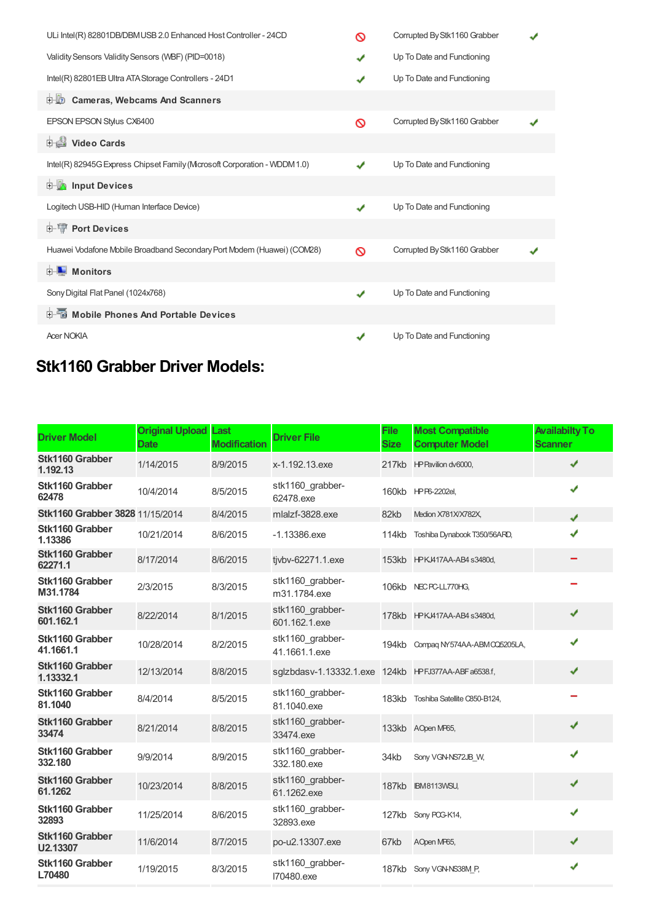| | | | |
|---|---|---|---|
| ULi Intel(R) 82801DB/DBM USB 2.0 Enhanced Host Controller - 24CD | 🚫 | Corrupted By Stk1160 Grabber | ✔ |
| Validity Sensors Validity Sensors (WBF) (PID=0018) | ✔ | Up To Date and Functioning | |
| Intel(R) 82801EB Ultra ATA Storage Controllers - 24D1 | ✔ | Up To Date and Functioning | |
| **Cameras, Webcams And Scanners** | | | |
| EPSON EPSON Stylus CX6400 | 🚫 | Corrupted By Stk1160 Grabber | ✔ |
| **Video Cards** | | | |
| Intel(R) 82945G Express Chipset Family (Microsoft Corporation - WDDM 1.0) | ✔ | Up To Date and Functioning | |
| **Input Devices** | | | |
| Logitech USB-HID (Human Interface Device) | ✔ | Up To Date and Functioning | |
| **Port Devices** | | | |
| Huawei Vodafone Mobile Broadband Secondary Port Modem (Huawei) (COM28) | 🚫 | Corrupted By Stk1160 Grabber | ✔ |
| **Monitors** | | | |
| Sony Digital Flat Panel (1024x768) | ✔ | Up To Date and Functioning | |
| **Mobile Phones And Portable Devices** | | | |
| Acer NOKIA | ✔ | Up To Date and Functioning | |

## Stk1160 Grabber Driver Models:

| Driver Model | Original Upload Date | Last Modification | Driver File | File Size | Most Compatible Computer Model | Availabilty To Scanner |
|---|---|---|---|---|---|---|
| **Stk1160 Grabber 1.192.13** | 1/14/2015 | 8/9/2015 | x-1.192.13.exe | 217kb | HP Pavilion dv6000, | ✔ |
| **Stk1160 Grabber 62478** | 10/4/2014 | 8/5/2015 | stk1160_grabber-62478.exe | 160kb | HP P6-2202el, | ✔ |
| **Stk1160 Grabber 3828** | 11/15/2014 | 8/4/2015 | mlalzf-3828.exe | 82kb | Medion X781X/X782X, | ✔ |
| **Stk1160 Grabber 1.13386** | 10/21/2014 | 8/6/2015 | -1.13386.exe | 114kb | Toshiba Dynabook T350/56ARD, | ✔ |
| **Stk1160 Grabber 62271.1** | 8/17/2014 | 8/6/2015 | tjvbv-62271.1.exe | 153kb | HP KJ417AA-AB4 s3480d, | − |
| **Stk1160 Grabber M31.1784** | 2/3/2015 | 8/3/2015 | stk1160_grabber-m31.1784.exe | 106kb | NEC PC-LL770HG, | − |
| **Stk1160 Grabber 601.162.1** | 8/22/2014 | 8/1/2015 | stk1160_grabber-601.162.1.exe | 178kb | HP KJ417AA-AB4 s3480d, | ✔ |
| **Stk1160 Grabber 41.1661.1** | 10/28/2014 | 8/2/2015 | stk1160_grabber-41.1661.1.exe | 194kb | Compaq NY574AA-ABM CQ5205LA, | ✔ |
| **Stk1160 Grabber 1.13332.1** | 12/13/2014 | 8/8/2015 | sglzbdasv-1.13332.1.exe | 124kb | HP FJ377AA-ABF a6538.f, | ✔ |
| **Stk1160 Grabber 81.1040** | 8/4/2014 | 8/5/2015 | stk1160_grabber-81.1040.exe | 183kb | Toshiba Satellite C850-B124, | − |
| **Stk1160 Grabber 33474** | 8/21/2014 | 8/8/2015 | stk1160_grabber-33474.exe | 133kb | AOpen MP65, | ✔ |
| **Stk1160 Grabber 332.180** | 9/9/2014 | 8/9/2015 | stk1160_grabber-332.180.exe | 34kb | Sony VGN-NS72JB_W, | ✔ |
| **Stk1160 Grabber 61.1262** | 10/23/2014 | 8/8/2015 | stk1160_grabber-61.1262.exe | 187kb | IBM 8113WSU, | ✔ |
| **Stk1160 Grabber 32893** | 11/25/2014 | 8/6/2015 | stk1160_grabber-32893.exe | 127kb | Sony PCG-K14, | ✔ |
| **Stk1160 Grabber U2.13307** | 11/6/2014 | 8/7/2015 | po-u2.13307.exe | 67kb | AOpen MP65, | ✔ |
| **Stk1160 Grabber L70480** | 1/19/2015 | 8/3/2015 | stk1160_grabber-l70480.exe | 187kb | Sony VGN-NS38M_P, | ✔ |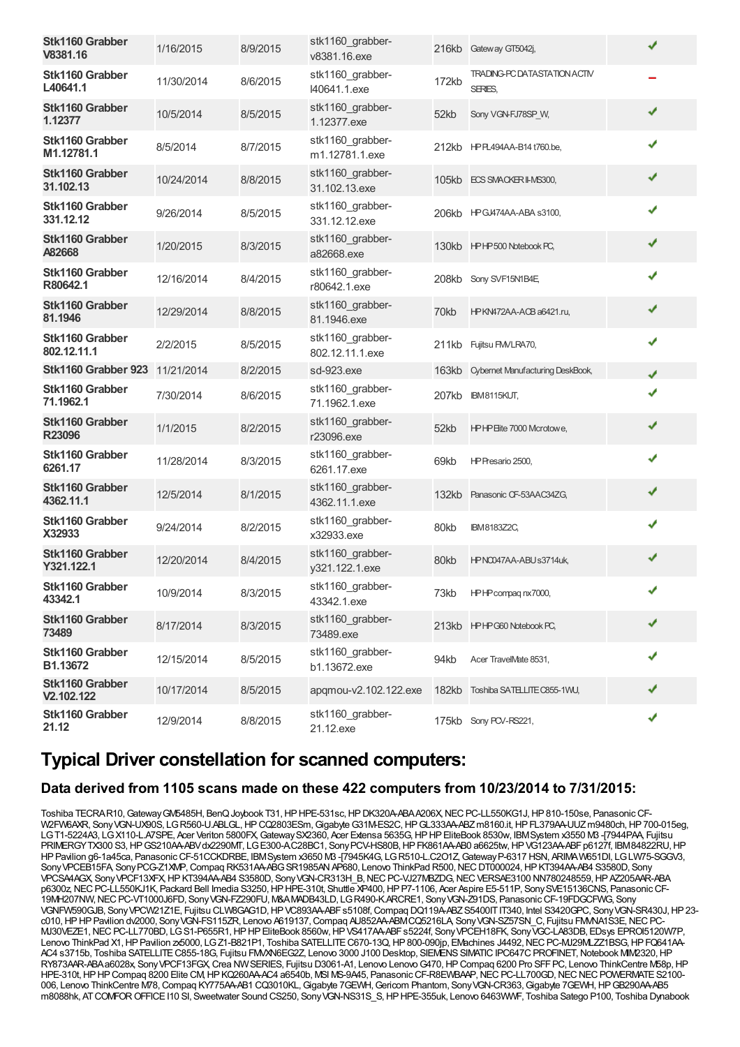| | | | | | | |
|---|---|---|---|---|---|---|
| **Stk1160 Grabber V8381.16** | 1/16/2015 | 8/9/2015 | stk1160_grabber-v8381.16.exe | 216kb | Gateway GT5042j, | ✔ |
| **Stk1160 Grabber L40641.1** | 11/30/2014 | 8/6/2015 | stk1160_grabber-l40641.1.exe | 172kb | TRADING-PC DATASTATION ACTIV SERIES, | ‒ |
| **Stk1160 Grabber 1.12377** | 10/5/2014 | 8/5/2015 | stk1160_grabber-1.12377.exe | 52kb | Sony VGN-FJ78SP_W, | ✔ |
| **Stk1160 Grabber M1.12781.1** | 8/5/2014 | 8/7/2015 | stk1160_grabber-m1.12781.1.exe | 212kb | HP FL494AA-B14 t760.be, | ✔ |
| **Stk1160 Grabber 31.102.13** | 10/24/2014 | 8/8/2015 | stk1160_grabber-31.102.13.exe | 105kb | ECS SMACKER II-MS300, | ✔ |
| **Stk1160 Grabber 331.12.12** | 9/26/2014 | 8/5/2015 | stk1160_grabber-331.12.12.exe | 206kb | HP GJ474AA-ABA s3100, | ✔ |
| **Stk1160 Grabber A82668** | 1/20/2015 | 8/3/2015 | stk1160_grabber-a82668.exe | 130kb | HP HP 500 Notebook PC, | ✔ |
| **Stk1160 Grabber R80642.1** | 12/16/2014 | 8/4/2015 | stk1160_grabber-r80642.1.exe | 208kb | Sony SVF15N1B4E, | ✔ |
| **Stk1160 Grabber 81.1946** | 12/29/2014 | 8/8/2015 | stk1160_grabber-81.1946.exe | 70kb | HP KN472AA-ACB a6421.ru, | ✔ |
| **Stk1160 Grabber 802.12.11.1** | 2/2/2015 | 8/5/2015 | stk1160_grabber-802.12.11.1.exe | 211kb | Fujitsu FMVLRA70, | ✔ |
| **Stk1160 Grabber 923** | 11/21/2014 | 8/2/2015 | sd-923.exe | 163kb | Cybernet Manufacturing DeskBook, | ✔ |
| **Stk1160 Grabber 71.1962.1** | 7/30/2014 | 8/6/2015 | stk1160_grabber-71.1962.1.exe | 207kb | IBM 8115KUT, | ✔ |
| **Stk1160 Grabber R23096** | 1/1/2015 | 8/2/2015 | stk1160_grabber-r23096.exe | 52kb | HP HP Elite 7000 Microtowe, | ✔ |
| **Stk1160 Grabber 6261.17** | 11/28/2014 | 8/3/2015 | stk1160_grabber-6261.17.exe | 69kb | HP Presario 2500, | ✔ |
| **Stk1160 Grabber 4362.11.1** | 12/5/2014 | 8/1/2015 | stk1160_grabber-4362.11.1.exe | 132kb | Panasonic CF-53AAC34ZG, | ✔ |
| **Stk1160 Grabber X32933** | 9/24/2014 | 8/2/2015 | stk1160_grabber-x32933.exe | 80kb | IBM 8183Z2C, | ✔ |
| **Stk1160 Grabber Y321.122.1** | 12/20/2014 | 8/4/2015 | stk1160_grabber-y321.122.1.exe | 80kb | HP NC047AA-ABU s3714uk, | ✔ |
| **Stk1160 Grabber 43342.1** | 10/9/2014 | 8/3/2015 | stk1160_grabber-43342.1.exe | 73kb | HP HP compaq nx7000, | ✔ |
| **Stk1160 Grabber 73489** | 8/17/2014 | 8/3/2015 | stk1160_grabber-73489.exe | 213kb | HP HP G60 Notebook PC, | ✔ |
| **Stk1160 Grabber B1.13672** | 12/15/2014 | 8/5/2015 | stk1160_grabber-b1.13672.exe | 94kb | Acer TravelMate 8531, | ✔ |
| **Stk1160 Grabber V2.102.122** | 10/17/2014 | 8/5/2015 | apqmou-v2.102.122.exe | 182kb | Toshiba SATELLITE C855-1WU, | ✔ |
| **Stk1160 Grabber 21.12** | 12/9/2014 | 8/8/2015 | stk1160_grabber-21.12.exe | 175kb | Sony PCV-RS221, | ✔ |

## Typical Driver constellation for scanned computers:

### Data derived from 1105 scans made on these 422 computers from 10/23/2014 to 7/31/2015:

Toshiba TECRA R10, Gateway GM5485H, BenQ Joybook T31, HP HPE-531sc, HP DK320A-ABA A206X, NEC PC-LL550KG1J, HP 810-150se, Panasonic CF-W2FW6AXR, Sony VGN-UX90S, LG R560-U.ABLGL, HP CQ2803ESm, Gigabyte G31M-ES2C, HP GL333AA-ABZ m8160.it, HP FL379AA-UUZ m9480ch, HP 700-015eg, LG T1-5224A3, LG X110-L.A7SPE, Acer Veriton 5800FX, Gateway SX2360, Acer Extensa 5635G, HP HP EliteBook 8530w, IBM System x3550 M3 -[7944PAA, Fujitsu PRIMERGY TX300 S3, HP GS210AA-ABV dx2290MT, LG E300-A.C28BC1, Sony PCV-HS80B, HP FK861AA-AB0 a6625tw, HP VG123AA-ABF p6127f, IBM 84822RU, HP HP Pavilion g6-1a45ca, Panasonic CF-51CCKDRBE, IBM System x3650 M3 -[7945K4G, LG R510-L.C2O1Z, Gateway P-6317 HSN, ARIMA W651DI, LG LW75-SGGV3, Sony VPCEB15FA, Sony PCG-Z1XMP, Compaq RK531AA-ABG SR1985AN AP680, Lenovo ThinkPad R500, NEC DT000024, HP KT394AA-AB4 S3580D, Sony VPCSA4AGX, Sony VPCF13XFX, HP KT394AA-AB4 S3580D, Sony VGN-CR313H_B, NEC PC-VJ27MBZDG, NEC VERSAE3100 NN780248559, HP AZ205AAR-ABA p6300z, NEC PC-LL550KJ1K, Packard Bell Imedia S3250, HP HPE-310t, Shuttle XP400, HP P7-1106, Acer Aspire E5-511P, Sony SVE15136CNS, Panasonic CF-19MH207NW, NEC PC-VT1000J6FD, Sony VGN-FZ290FU, M&A MADB43LD, LG R490-K.ARCRE1, Sony VGN-Z91DS, Panasonic CF-19FDGCFWG, Sony VGNFW590GJB, Sony VPCW21Z1E, Fujitsu CLW8GAG1D, HP VC893AA-ABF s5108f, Compaq DQ119A-ABZ S5400IT IT340, Intel S3420GPC, Sony VGN-SR430J, HP 23-c010, HP HP Pavilion dv2000, Sony VGN-FS115ZR, Lenovo A619137, Compaq AU852AA-ABM CQ5216LA, Sony VGN-SZ57SN_C, Fujitsu FMVNA1S3E, NEC PC-MJ30VEZE1, NEC PC-LL770BD, LG S1-P655R1, HP HP EliteBook 8560w, HP VS417AA-ABF s5224f, Sony VPCEH18FK, Sony VGC-LA83DB, EDsys EPROI5120W7P, Lenovo ThinkPad X1, HP Pavilion zx5000, LG Z1-B821P1, Toshiba SATELLITE C670-13Q, HP 800-090jp, EMachines J4492, NEC PC-MJ29MLZZ1BSG, HP FQ641AA-AC4 s3715b, Toshiba SATELLITE C855-18G, Fujitsu FMVXN6EG2Z, Lenovo 3000 J100 Desktop, SIEMENS SIMATIC IPC647C PROFINET, Notebook MIM2320, HP RY873AAR-ABA a6028x, Sony VPCF13FGX, Crea NW SERIES, Fujitsu D3061-A1, Lenovo Lenovo G470, HP Compaq 6200 Pro SFF PC, Lenovo ThinkCentre M58p, HP HPE-310t, HP HP Compaq 8200 Elite CM, HP KQ260AA-AC4 a6540b, MSI MS-9A45, Panasonic CF-R8EWBAAP, NEC PC-LL700GD, NEC NEC POWERMATE S2100-006, Lenovo ThinkCentre M78, Compaq KY775AA-AB1 CQ3010KL, Gigabyte 7GEWH, Gericom Phantom, Sony VGN-CR363, Gigabyte 7GEWH, HP GB290AA-AB5 m8088hk, AT COMFOR OFFICE I10 SI, Sweetwater Sound CS250, Sony VGN-NS31S_S, HP HPE-355uk, Lenovo 6463WWF, Toshiba Satego P100, Toshiba Dynabook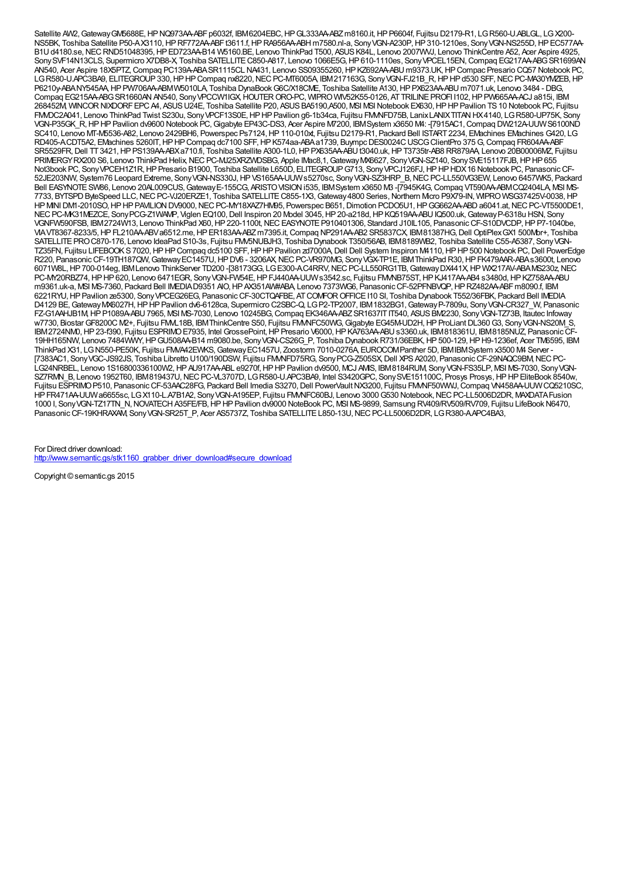Satellite AW2, Gateway GM5688E, HP NQ973AA-ABF p6032f, IBM 6204EBC, HP GL333AA-ABZ m8160.it, HP P6604f, Fujitsu D2179-R1, LG R560-U.ABLGL, LG X200-NS5BK, Toshiba Satellite P50-A X3110, HP RF772AA-ABF t3611.f, HP RA956AA-ABH m7580.nl-a, Sony VGN-A230P, HP 310-1210es, Sony VGN-NS255D, HP EC577AA-B1U d4180.se, NEC RND51048395, HP ED723AA-B14 W5160.BE, Lenovo ThinkPad T500, ASUS K84L, Lenovo 2007WVJ, Lenovo ThinkCentre A52, Acer Aspire 4925, Sony SVF14N13CLS, Supermicro X7DB8-X, Toshiba SATELLITE C850-A817, Lenovo 1066E5G, HP 610-1110es, Sony VPCEL15EN, Compaq EG217AA-ABG SR1699AN AN540, Acer Aspire 18X5PTZ, Compaq PC139A-ABA SR1115CL NA431, Lenovo SS09355260, HP KZ692AA-ABU m9373.UK, HP Compac Presario CQ57 Notebook PC, LG R580-U.APC3BA9, ELITEGROUP 330, HP HP Compaq nx8220, NEC PC-MT6005A, IBM 217163G, Sony VGN-FJ21B_R, HP HP d530 SFF, NEC PC-MA30YMZEB, HP P6210y-ABA NY545AA, HP PW706AA-ABM W5010LA, Toshiba DynaBook G6C/X18CME, Toshiba Satellite A130, HP PX623AA-ABU m7071.uk, Lenovo 3484 - DBG, Compaq EG215AA-ABG SR1660AN AN540, Sony VPCCW1IGX, HOUTER ORO-PC, WIPRO WIV52K55-0126, AT TRILINE PROFI I102, HP PW665AA-ACJ a815i, IBM 268452M, WINCOR NIXDORF EPC A4, ASUS U24E, Toshiba Satellite P20, ASUS BA5190,A500, MSI MSI Notebook EX630, HP HP Pavilion TS 10 Notebook PC, Fujitsu FMVDC2A041, Lenovo ThinkPad Twist S230u, Sony VPCF13S0E, HP HP Pavilion g6-1b34ca, Fujitsu FMVNFD75B, Lanix LANIX TITAN HX 4140, LG R580-UP75K, Sony VGN-P35GK_R, HP HP Pavilion dv9600 Notebook PC, Gigabyte EP43C-DS3, Acer Aspire M7200, IBM System x3650 M4: -[7915AC1, Compaq DW212A-UUW S6100ND SC410, Lenovo MT-M5536-A82, Lenovo 2429BH6, Powerspec Ps7124, HP 110-010xt, Fujitsu D2179-R1, Packard Bell ISTART 2234, EMachines EMachines G420, LG RD405-A.CDT5A2, EMachines 5260IT, HP HP Compaq dc7100 SFF, HP K574aa-ABA a1739, Buympc DES0024C USCG ClientPro 375 G, Compaq FR604AA-ABF SR5529FR, Dell TT 3421, HP PS139AA-ABX a710.fi, Toshiba Satellite A300-1L0, HP PX635AA-ABU t3040.uk, HP T3735tr-AB8 RR879AA, Lenovo 20B00006MZ, Fujitsu PRIMERGY RX200 S6, Lenovo ThinkPad Helix, NEC PC-MJ25XRZWDSBG, Apple IMac8,1, Gateway MX6627, Sony VGN-SZ140, Sony SVE15117FJB, HP HP 655 Not3book PC, Sony VPCEH1Z1R, HP Presario B1900, Toshiba Satellite L650D, ELITEGROUP G713, Sony VPCJ126FJ, HP HP HDX 16 Notebook PC, Panasonic CF-52JE203NW, System76 Leopard Extreme, Sony VGN-NS330J, HP VS165AA-UUW s5270sc, Sony VGN-SZ3HRP_B, NEC PC-LL550VG3EW, Lenovo 6457WK5, Packard Bell EASYNOTE SW86, Lenovo 20AL009CUS, Gateway E-155CG, ARISTO VISION i535, IBM System x3650 M3 -[7945K4G, Compaq VT590AA-ABM CQ2404LA, MSI MS-7733, BYTSPD ByteSpeed LLC, NEC PC-VJ20ERZE1, Toshiba SATELLITE C855-1X3, Gateway 4800 Series, Northern Micro P9X79-IN, WIPRO WSG37425V-0038, HP HP MINI DM1-2010SO, HP HP PAVILION DV9000, NEC PC-MY18XAZ7HM95, Powerspec B651, Dimotion PCDO5U1, HP GG662AA-ABD a6041.at, NEC PC-VT5500DE1, NEC PC-MK31MEZCE, Sony PCG-Z1WAMP, Viglen EQ100, Dell Inspiron 20 Model 3045, HP 20-a218d, HP KQ519AA-ABU IQ500.uk, Gateway P-6318u HSN, Sony VGNFW590FSB, IBM 2724W13, Lenovo ThinkPad X60, HP 220-1100t, NEC EASYNOTE P910401306, Standard J10IL105, Panasonic CF-S10DVCDP, HP P7-1040be, VIA VT8367-8233/5, HP FL210AA-ABV a6512.me, HP ER183AA-ABZ m7395.it, Compaq NP291AA-AB2 SR5837CX, IBM 81387HG, Dell OptiPlex GX1 500Mbr+, Toshiba SATELLITE PRO C870-176, Lenovo IdeaPad S10-3s, Fujitsu FMV5NUBJH3, Toshiba Dynabook T350/56AB, IBM 8189WB2, Toshiba Satellite C55-A5387, Sony VGN-TZ35FN, Fujitsu LIFEBOOK S 7020, HP HP Compaq dc5100 SFF, HP HP Pavilion zd7000A, Dell Dell System Inspiron M4110, HP HP 500 Notebook PC, Dell PowerEdge R220, Panasonic CF-19TH187QW, Gateway EC1457U, HP DV6 - 3206AX, NEC PC-VR970MG, Sony VGX-TP1E, IBM ThinkPad R30, HP FK479AAR-ABA s3600t, Lenovo 6071W8L, HP 700-014eg, IBM Lenovo ThinkServer TD200 -[38173GG, LG E300-A.C4RRV, NEC PC-LL550RG1TB, Gateway DX441X, HP WX217AV-ABA MS230z, NEC PC-MY20RBZ74, HP HP 620, Lenovo 6471EGR, Sony VGN-FW54E, HP FJ440AA-UUW s3542.sc, Fujitsu FMVNB75ST, HP KJ417AA-AB4 s3480d, HP KZ758AA-ABU m9361.uk-a, MSI MS-7360, Packard Bell IMEDIA D9351 AIO, HP AX351AW#ABA, Lenovo 7373WG6, Panasonic CF-52PFNBVQP, HP RZ482AA-ABF m8090.f, IBM 6221RYU, HP Pavilion ze5300, Sony VPCEG26EG, Panasonic CF-30CTQAFBE, AT COMFOR OFFICE I10 SI, Toshiba Dynabook T552/36FBK, Packard Bell IMEDIA D4129 BE, Gateway MX6027H, HP HP Pavilion dv6-6128ca, Supermicro C2SBC-Q, LG P2-TP2007, IBM 1832BG1, Gateway P-7809u, Sony VGN-CR327_W, Panasonic FZ-G1AAHJB1M, HP P1089A-ABU 7965, MSI MS-7030, Lenovo 10245BG, Compaq EK346AA-ABZ SR1637IT IT540, ASUS BM2230, Sony VGN-TZ73B, Itautec Infoway w7730, Biostar GF8200C M2+, Fujitsu FMVL18B, IBM ThinkCentre S50, Fujitsu FMVNFC50WG, Gigabyte EG45M-UD2H, HP ProLiant DL360 G3, Sony VGN-NS20M_S, IBM 2724NM0, HP 23-f390, Fujitsu ESPRIMO E7935, Intel GrossePoint, HP Presario V6000, HP KA763AA-ABU s3360.uk, IBM 818361U, IBM 8185NUZ, Panasonic CF-19HH165NW, Lenovo 7484WWY, HP GU508AA-B14 m9080.be, Sony VGN-CS26G_P, Toshiba Dynabook R731/36EBK, HP 500-129, HP H9-1236ef, Acer TM6595, IBM ThinkPad X31, LG N550-PE50K, Fujitsu FMVA42EWKS, Gateway EC1457U, Zoostorm 7010-0276A, EUROCOM Panther 5D, IBM IBM System x3500 M4 Server -[7383AC1, Sony VGC-JS92JS, Toshiba Libretto U100/190DSW, Fujitsu FMVNFD75RG, Sony PCG-Z505SX, Dell XPS A2020, Panasonic CF-29NAQC9BM, NEC PC-LG24NRBEL, Lenovo 1S16800336100W2, HP AU917AA-ABL e9270f, HP HP Pavilion dv9500, MCJ AMIS, IBM 8184RUM, Sony VGN-FS35LP, MSI MS-7030, Sony VGN-SZ7RMN_B, Lenovo 1952T60, IBM 819437U, NEC PC-VL3707D, LG R580-U.APC3BA9, Intel S3420GPC, Sony SVE151100C, Prosys Prosys, HP HP EliteBook 8540w, Fujitsu ESPRIMO P510, Panasonic CF-53AAC28FG, Packard Bell Imedia S3270, Dell PowerVault NX3200, Fujitsu FMVNF50WWJ, Compaq VN458AA-UUW CQ5210SC, HP FR471AA-UUW a6655sc, LG X110-L.A7B1A2, Sony VGN-A195EP, Fujitsu FMVNFC60BJ, Lenovo 3000 G530 Notebook, NEC PC-LL5006D2DR, MAXDATA Fusion 1000 I, Sony VGN-TZ17TN_N, NOVATECH A35FE/FB, HP HP Pavilion dv9000 NoteBook PC, MSI MS-9899, Samsung RV409/RV509/RV709, Fujitsu LifeBook N6470, Panasonic CF-19KHRAXAM, Sony VGN-SR25T_P, Acer AS5737Z, Toshiba SATELLITE L850-13U, NEC PC-LL5006D2DR, LG R380-A.APC4BA3,

For Direct driver download:
http://www.semantic.gs/stk1160_grabber_driver_download#secure_download

Copyright © semantic.gs 2015